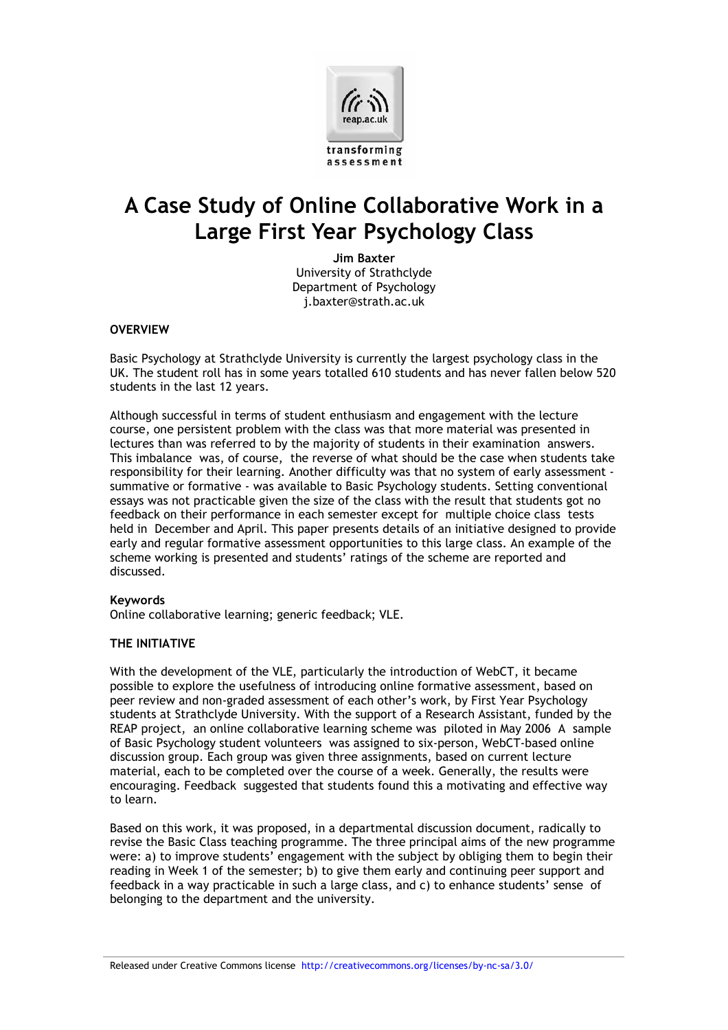# A Case Study of Online Collaborative Work in a Large First Year Psychology Class

**Jim Baxter**
University of Strathclyde
Department of Psychology
j.baxter@strath.ac.uk

## OVERVIEW

Basic Psychology at Strathclyde University is currently the largest psychology class in the UK. The student roll has in some years totalled 610 students and has never fallen below 520 students in the last 12 years.

Although successful in terms of student enthusiasm and engagement with the lecture course, one persistent problem with the class was that more material was presented in lectures than was referred to by the majority of students in their examination answers. This imbalance was, of course, the reverse of what should be the case when students take responsibility for their learning. Another difficulty was that no system of early assessment - summative or formative - was available to Basic Psychology students. Setting conventional essays was not practicable given the size of the class with the result that students got no feedback on their performance in each semester except for multiple choice class tests held in December and April. This paper presents details of an initiative designed to provide early and regular formative assessment opportunities to this large class. An example of the scheme working is presented and students' ratings of the scheme are reported and discussed.

**Keywords**
Online collaborative learning; generic feedback; VLE.

## THE INITIATIVE

With the development of the VLE, particularly the introduction of WebCT, it became possible to explore the usefulness of introducing online formative assessment, based on peer review and non-graded assessment of each other's work, by First Year Psychology students at Strathclyde University. With the support of a Research Assistant, funded by the REAP project, an online collaborative learning scheme was piloted in May 2006 A sample of Basic Psychology student volunteers was assigned to six-person, WebCT-based online discussion group. Each group was given three assignments, based on current lecture material, each to be completed over the course of a week. Generally, the results were encouraging. Feedback suggested that students found this a motivating and effective way to learn.

Based on this work, it was proposed, in a departmental discussion document, radically to revise the Basic Class teaching programme. The three principal aims of the new programme were: a) to improve students' engagement with the subject by obliging them to begin their reading in Week 1 of the semester; b) to give them early and continuing peer support and feedback in a way practicable in such a large class, and c) to enhance students' sense of belonging to the department and the university.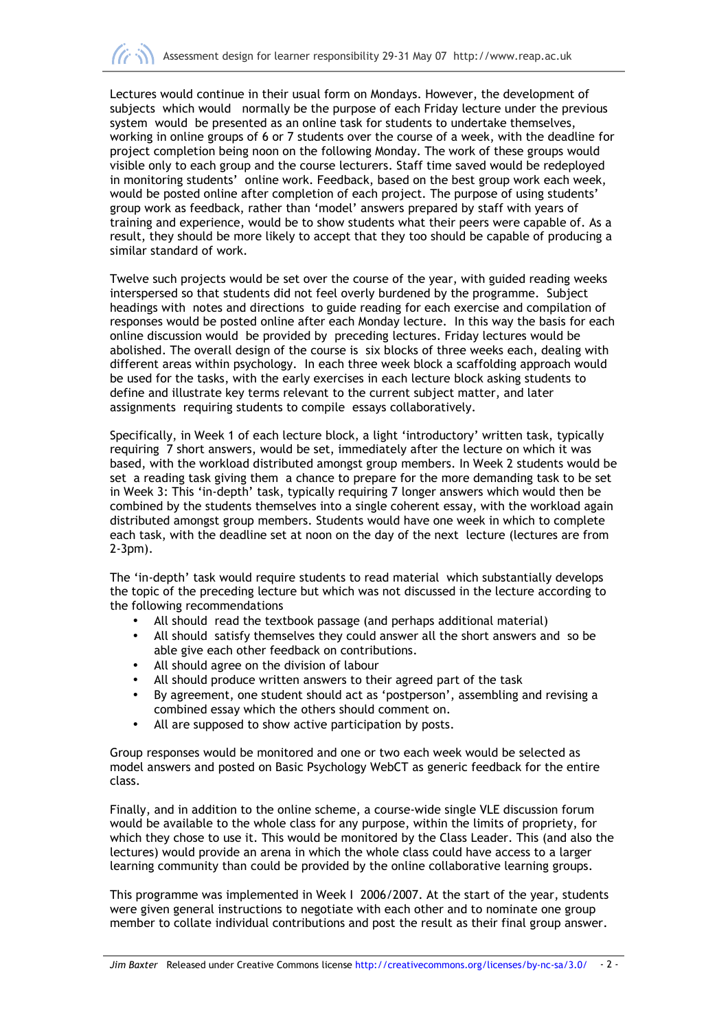Lectures would continue in their usual form on Mondays. However, the development of subjects which would normally be the purpose of each Friday lecture under the previous system would be presented as an online task for students to undertake themselves, working in online groups of 6 or 7 students over the course of a week, with the deadline for project completion being noon on the following Monday. The work of these groups would visible only to each group and the course lecturers. Staff time saved would be redeployed in monitoring students' online work. Feedback, based on the best group work each week, would be posted online after completion of each project. The purpose of using students' group work as feedback, rather than 'model' answers prepared by staff with years of training and experience, would be to show students what their peers were capable of. As a result, they should be more likely to accept that they too should be capable of producing a similar standard of work.

Twelve such projects would be set over the course of the year, with guided reading weeks interspersed so that students did not feel overly burdened by the programme. Subject headings with notes and directions to guide reading for each exercise and compilation of responses would be posted online after each Monday lecture. In this way the basis for each online discussion would be provided by preceding lectures. Friday lectures would be abolished. The overall design of the course is six blocks of three weeks each, dealing with different areas within psychology. In each three week block a scaffolding approach would be used for the tasks, with the early exercises in each lecture block asking students to define and illustrate key terms relevant to the current subject matter, and later assignments requiring students to compile essays collaboratively.

Specifically, in Week 1 of each lecture block, a light 'introductory' written task, typically requiring 7 short answers, would be set, immediately after the lecture on which it was based, with the workload distributed amongst group members. In Week 2 students would be set a reading task giving them a chance to prepare for the more demanding task to be set in Week 3: This 'in-depth' task, typically requiring 7 longer answers which would then be combined by the students themselves into a single coherent essay, with the workload again distributed amongst group members. Students would have one week in which to complete each task, with the deadline set at noon on the day of the next lecture (lectures are from 2-3pm).

The 'in-depth' task would require students to read material which substantially develops the topic of the preceding lecture but which was not discussed in the lecture according to the following recommendations

- All should read the textbook passage (and perhaps additional material)
- All should satisfy themselves they could answer all the short answers and so be able give each other feedback on contributions.
- All should agree on the division of labour
- All should produce written answers to their agreed part of the task
- By agreement, one student should act as 'postperson', assembling and revising a combined essay which the others should comment on.
- All are supposed to show active participation by posts.

Group responses would be monitored and one or two each week would be selected as model answers and posted on Basic Psychology WebCT as generic feedback for the entire class.

Finally, and in addition to the online scheme, a course-wide single VLE discussion forum would be available to the whole class for any purpose, within the limits of propriety, for which they chose to use it. This would be monitored by the Class Leader. This (and also the lectures) would provide an arena in which the whole class could have access to a larger learning community than could be provided by the online collaborative learning groups.

This programme was implemented in Week I 2006/2007. At the start of the year, students were given general instructions to negotiate with each other and to nominate one group member to collate individual contributions and post the result as their final group answer.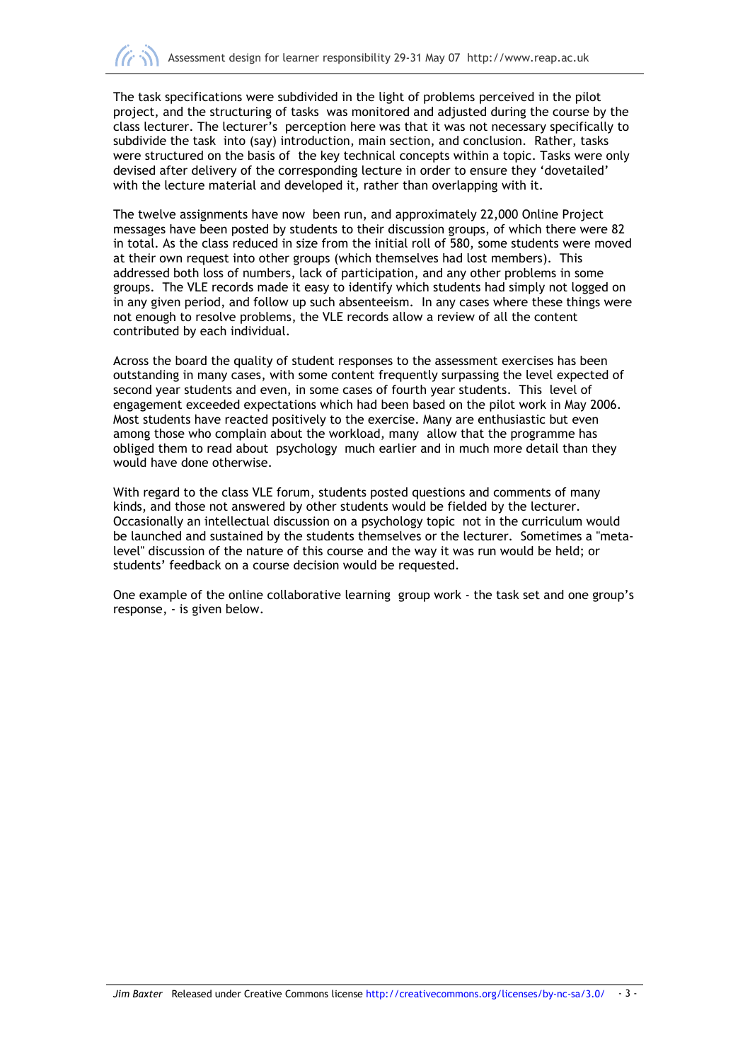The task specifications were subdivided in the light of problems perceived in the pilot project, and the structuring of tasks was monitored and adjusted during the course by the class lecturer. The lecturer's perception here was that it was not necessary specifically to subdivide the task into (say) introduction, main section, and conclusion. Rather, tasks were structured on the basis of the key technical concepts within a topic. Tasks were only devised after delivery of the corresponding lecture in order to ensure they 'dovetailed' with the lecture material and developed it, rather than overlapping with it.

The twelve assignments have now been run, and approximately 22,000 Online Project messages have been posted by students to their discussion groups, of which there were 82 in total. As the class reduced in size from the initial roll of 580, some students were moved at their own request into other groups (which themselves had lost members). This addressed both loss of numbers, lack of participation, and any other problems in some groups. The VLE records made it easy to identify which students had simply not logged on in any given period, and follow up such absenteeism. In any cases where these things were not enough to resolve problems, the VLE records allow a review of all the content contributed by each individual.

Across the board the quality of student responses to the assessment exercises has been outstanding in many cases, with some content frequently surpassing the level expected of second year students and even, in some cases of fourth year students. This level of engagement exceeded expectations which had been based on the pilot work in May 2006. Most students have reacted positively to the exercise. Many are enthusiastic but even among those who complain about the workload, many allow that the programme has obliged them to read about psychology much earlier and in much more detail than they would have done otherwise.

With regard to the class VLE forum, students posted questions and comments of many kinds, and those not answered by other students would be fielded by the lecturer. Occasionally an intellectual discussion on a psychology topic not in the curriculum would be launched and sustained by the students themselves or the lecturer. Sometimes a "meta-level" discussion of the nature of this course and the way it was run would be held; or students' feedback on a course decision would be requested.

One example of the online collaborative learning group work - the task set and one group's response, - is given below.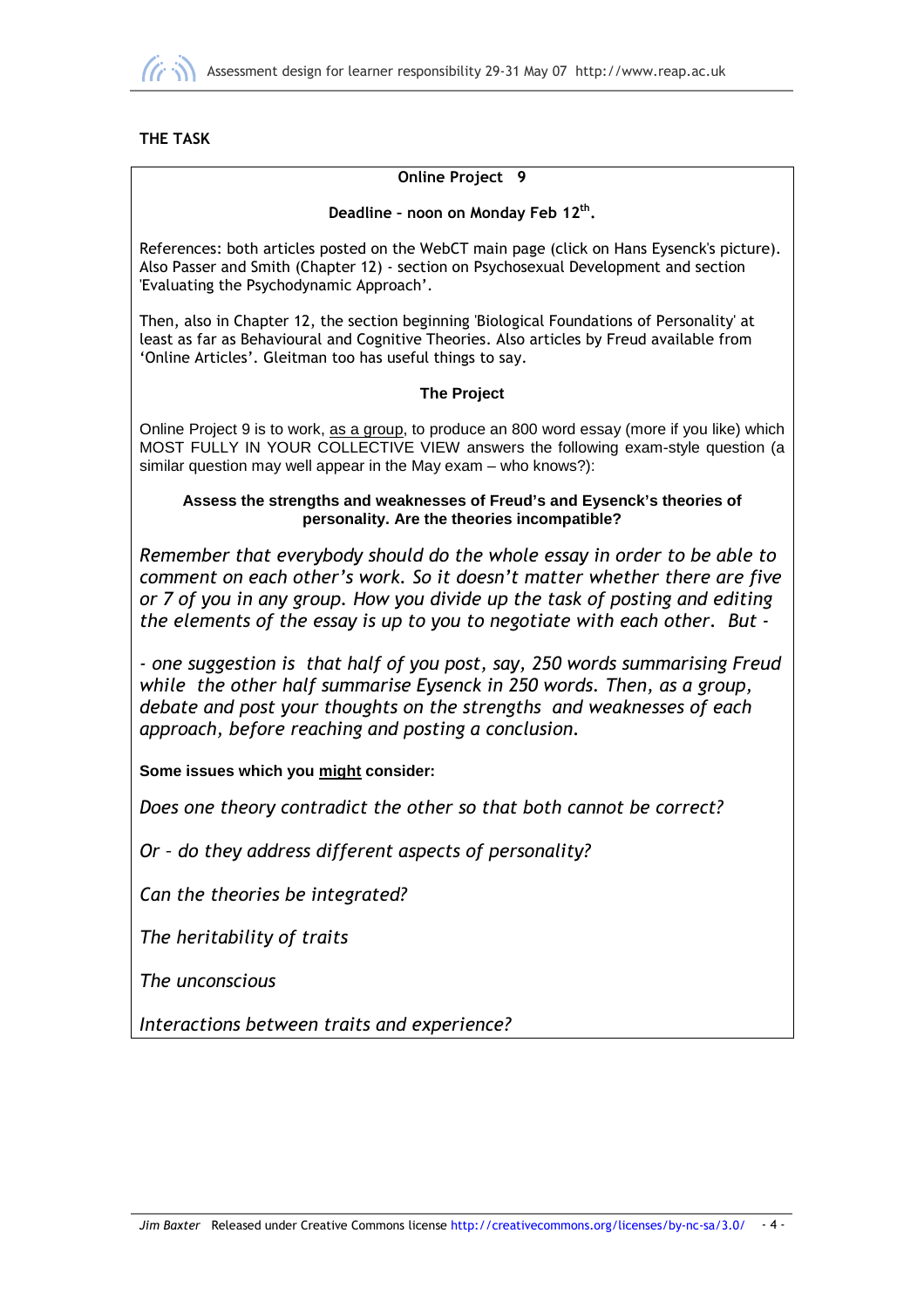**THE TASK**

**Online Project 9**

**Deadline – noon on Monday Feb 12th.**

References: both articles posted on the WebCT main page (click on Hans Eysenck's picture). Also Passer and Smith (Chapter 12) - section on Psychosexual Development and section 'Evaluating the Psychodynamic Approach'.

Then, also in Chapter 12, the section beginning 'Biological Foundations of Personality' at least as far as Behavioural and Cognitive Theories. Also articles by Freud available from 'Online Articles'. Gleitman too has useful things to say.

**The Project**

Online Project 9 is to work, as a group, to produce an 800 word essay (more if you like) which MOST FULLY IN YOUR COLLECTIVE VIEW answers the following exam-style question (a similar question may well appear in the May exam – who knows?):

**Assess the strengths and weaknesses of Freud's and Eysenck's theories of personality. Are the theories incompatible?**

*Remember that everybody should do the whole essay in order to be able to comment on each other's work. So it doesn't matter whether there are five or 7 of you in any group. How you divide up the task of posting and editing the elements of the essay is up to you to negotiate with each other. But -*

*- one suggestion is that half of you post, say, 250 words summarising Freud while the other half summarise Eysenck in 250 words. Then, as a group, debate and post your thoughts on the strengths and weaknesses of each approach, before reaching and posting a conclusion.*

**Some issues which you might consider:**

*Does one theory contradict the other so that both cannot be correct?*

*Or – do they address different aspects of personality?*

*Can the theories be integrated?*

*The heritability of traits*

*The unconscious*

*Interactions between traits and experience?*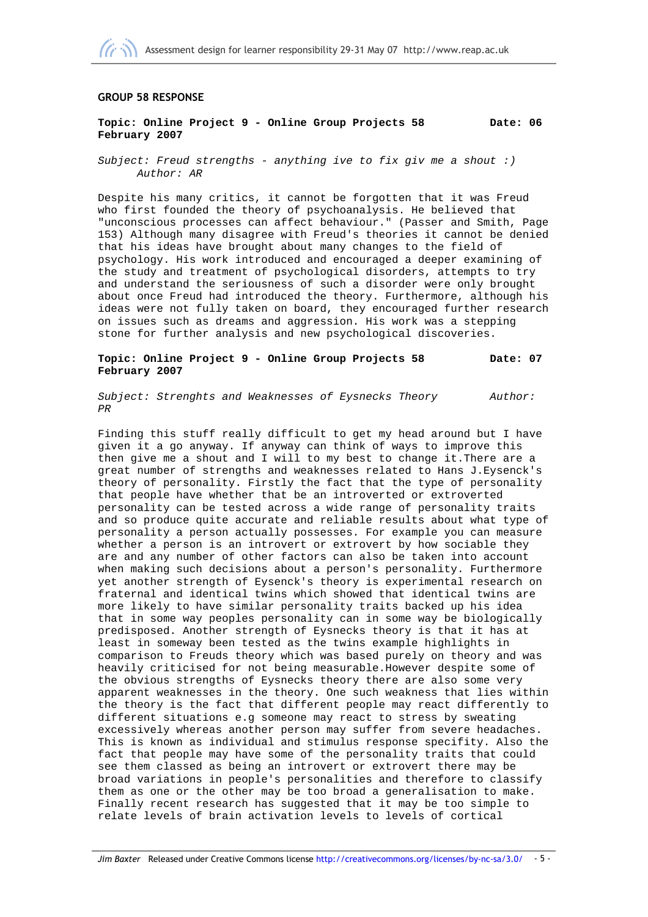**GROUP 58 RESPONSE**

**Topic: Online Project 9 - Online Group Projects 58 Date: 06 February 2007**

*Subject: Freud strengths - anything ive to fix giv me a shout :)*
*Author: AR*

Despite his many critics, it cannot be forgotten that it was Freud who first founded the theory of psychoanalysis. He believed that "unconscious processes can affect behaviour." (Passer and Smith, Page 153) Although many disagree with Freud's theories it cannot be denied that his ideas have brought about many changes to the field of psychology. His work introduced and encouraged a deeper examining of the study and treatment of psychological disorders, attempts to try and understand the seriousness of such a disorder were only brought about once Freud had introduced the theory. Furthermore, although his ideas were not fully taken on board, they encouraged further research on issues such as dreams and aggression. His work was a stepping stone for further analysis and new psychological discoveries.

**Topic: Online Project 9 - Online Group Projects 58 Date: 07 February 2007**

*Subject: Strenghts and Weaknesses of Eysnecks Theory Author: PR*

Finding this stuff really difficult to get my head around but I have given it a go anyway. If anyway can think of ways to improve this then give me a shout and I will to my best to change it.There are a great number of strengths and weaknesses related to Hans J.Eysenck's theory of personality. Firstly the fact that the type of personality that people have whether that be an introverted or extroverted personality can be tested across a wide range of personality traits and so produce quite accurate and reliable results about what type of personality a person actually possesses. For example you can measure whether a person is an introvert or extrovert by how sociable they are and any number of other factors can also be taken into account when making such decisions about a person's personality. Furthermore yet another strength of Eysenck's theory is experimental research on fraternal and identical twins which showed that identical twins are more likely to have similar personality traits backed up his idea that in some way peoples personality can in some way be biologically predisposed. Another strength of Eysnecks theory is that it has at least in someway been tested as the twins example highlights in comparison to Freuds theory which was based purely on theory and was heavily criticised for not being measurable.However despite some of the obvious strengths of Eysnecks theory there are also some very apparent weaknesses in the theory. One such weakness that lies within the theory is the fact that different people may react differently to different situations e.g someone may react to stress by sweating excessively whereas another person may suffer from severe headaches. This is known as individual and stimulus response specifity. Also the fact that people may have some of the personality traits that could see them classed as being an introvert or extrovert there may be broad variations in people's personalities and therefore to classify them as one or the other may be too broad a generalisation to make. Finally recent research has suggested that it may be too simple to relate levels of brain activation levels to levels of cortical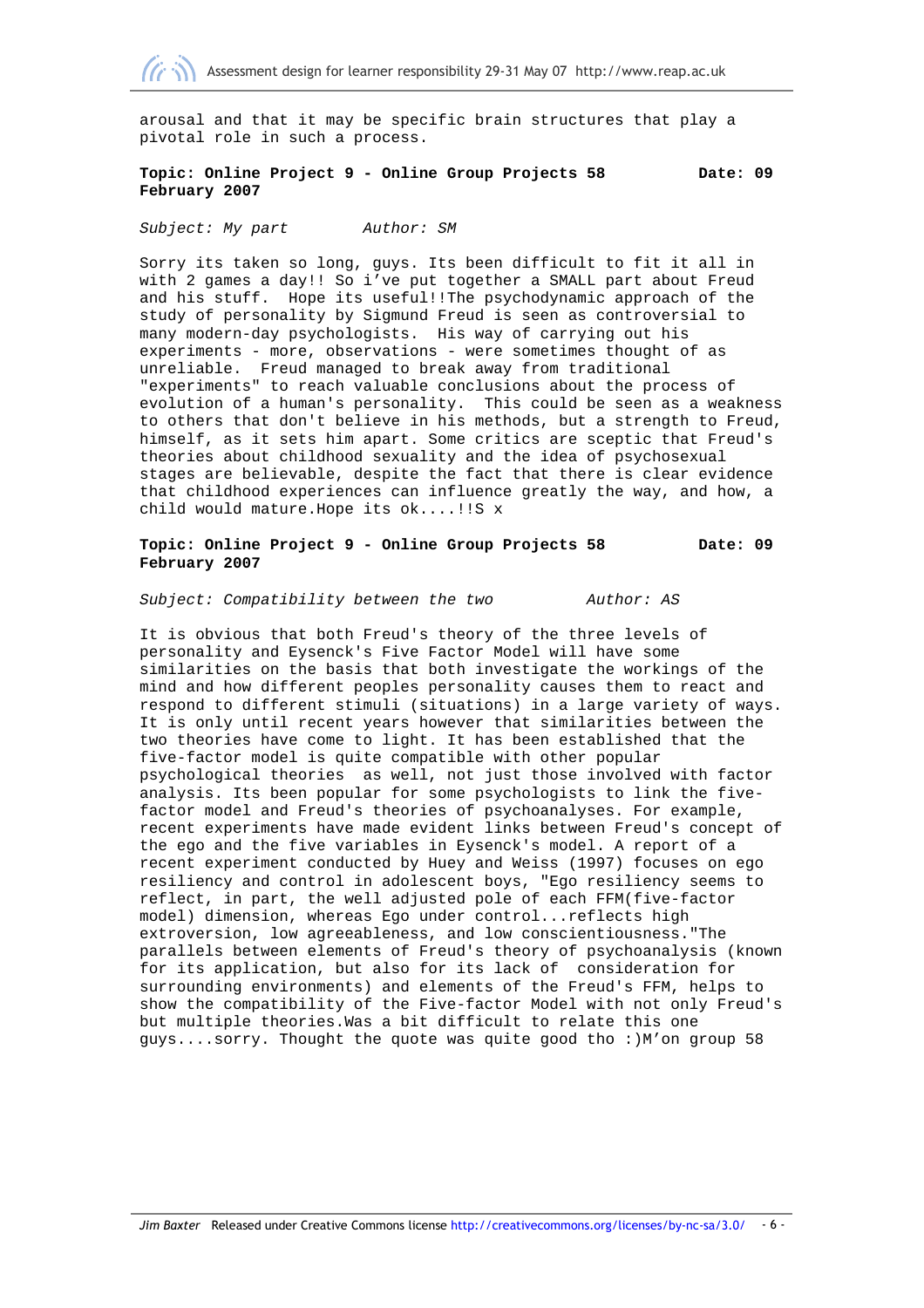arousal and that it may be specific brain structures that play a pivotal role in such a process.

**Topic: Online Project 9 - Online Group Projects 58 Date: 09 February 2007**

*Subject: My part Author: SM*

Sorry its taken so long, guys. Its been difficult to fit it all in with 2 games a day!! So i've put together a SMALL part about Freud and his stuff. Hope its useful!!The psychodynamic approach of the study of personality by Sigmund Freud is seen as controversial to many modern-day psychologists. His way of carrying out his experiments - more, observations - were sometimes thought of as unreliable. Freud managed to break away from traditional "experiments" to reach valuable conclusions about the process of evolution of a human's personality. This could be seen as a weakness to others that don't believe in his methods, but a strength to Freud, himself, as it sets him apart. Some critics are sceptic that Freud's theories about childhood sexuality and the idea of psychosexual stages are believable, despite the fact that there is clear evidence that childhood experiences can influence greatly the way, and how, a child would mature.Hope its ok....!!S x

**Topic: Online Project 9 - Online Group Projects 58 Date: 09 February 2007**

*Subject: Compatibility between the two Author: AS*

It is obvious that both Freud's theory of the three levels of personality and Eysenck's Five Factor Model will have some similarities on the basis that both investigate the workings of the mind and how different peoples personality causes them to react and respond to different stimuli (situations) in a large variety of ways. It is only until recent years however that similarities between the two theories have come to light. It has been established that the five-factor model is quite compatible with other popular psychological theories as well, not just those involved with factor analysis. Its been popular for some psychologists to link the five-factor model and Freud's theories of psychoanalyses. For example, recent experiments have made evident links between Freud's concept of the ego and the five variables in Eysenck's model. A report of a recent experiment conducted by Huey and Weiss (1997) focuses on ego resiliency and control in adolescent boys, "Ego resiliency seems to reflect, in part, the well adjusted pole of each FFM(five-factor model) dimension, whereas Ego under control...reflects high extroversion, low agreeableness, and low conscientiousness."The parallels between elements of Freud's theory of psychoanalysis (known for its application, but also for its lack of consideration for surrounding environments) and elements of the Freud's FFM, helps to show the compatibility of the Five-factor Model with not only Freud's but multiple theories.Was a bit difficult to relate this one guys....sorry. Thought the quote was quite good tho :)M'on group 58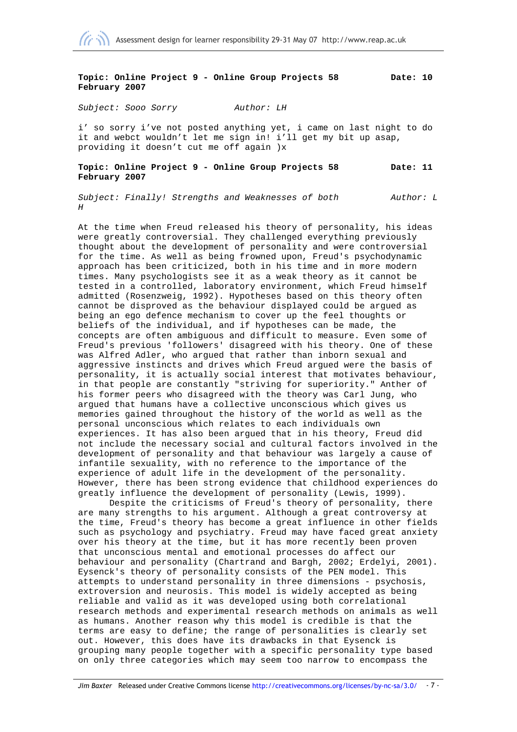**Topic: Online Project 9 - Online Group Projects 58 Date: 10 February 2007**

*Subject: Sooo Sorry* *Author: LH*

i' so sorry i've not posted anything yet, i came on last night to do it and webct wouldn't let me sign in! i'll get my bit up asap, providing it doesn't cut me off again )x

**Topic: Online Project 9 - Online Group Projects 58 Date: 11 February 2007**

*Subject: Finally! Strengths and Weaknesses of both* *Author: L H*

At the time when Freud released his theory of personality, his ideas were greatly controversial. They challenged everything previously thought about the development of personality and were controversial for the time. As well as being frowned upon, Freud's psychodynamic approach has been criticized, both in his time and in more modern times. Many psychologists see it as a weak theory as it cannot be tested in a controlled, laboratory environment, which Freud himself admitted (Rosenzweig, 1992). Hypotheses based on this theory often cannot be disproved as the behaviour displayed could be argued as being an ego defence mechanism to cover up the feel thoughts or beliefs of the individual, and if hypotheses can be made, the concepts are often ambiguous and difficult to measure. Even some of Freud's previous 'followers' disagreed with his theory. One of these was Alfred Adler, who argued that rather than inborn sexual and aggressive instincts and drives which Freud argued were the basis of personality, it is actually social interest that motivates behaviour, in that people are constantly "striving for superiority." Anther of his former peers who disagreed with the theory was Carl Jung, who argued that humans have a collective unconscious which gives us memories gained throughout the history of the world as well as the personal unconscious which relates to each individuals own experiences. It has also been argued that in his theory, Freud did not include the necessary social and cultural factors involved in the development of personality and that behaviour was largely a cause of infantile sexuality, with no reference to the importance of the experience of adult life in the development of the personality. However, there has been strong evidence that childhood experiences do greatly influence the development of personality (Lewis, 1999).

Despite the criticisms of Freud's theory of personality, there are many strengths to his argument. Although a great controversy at the time, Freud's theory has become a great influence in other fields such as psychology and psychiatry. Freud may have faced great anxiety over his theory at the time, but it has more recently been proven that unconscious mental and emotional processes do affect our behaviour and personality (Chartrand and Bargh, 2002; Erdelyi, 2001). Eysenck's theory of personality consists of the PEN model. This attempts to understand personality in three dimensions - psychosis, extroversion and neurosis. This model is widely accepted as being reliable and valid as it was developed using both correlational research methods and experimental research methods on animals as well as humans. Another reason why this model is credible is that the terms are easy to define; the range of personalities is clearly set out. However, this does have its drawbacks in that Eysenck is grouping many people together with a specific personality type based on only three categories which may seem too narrow to encompass the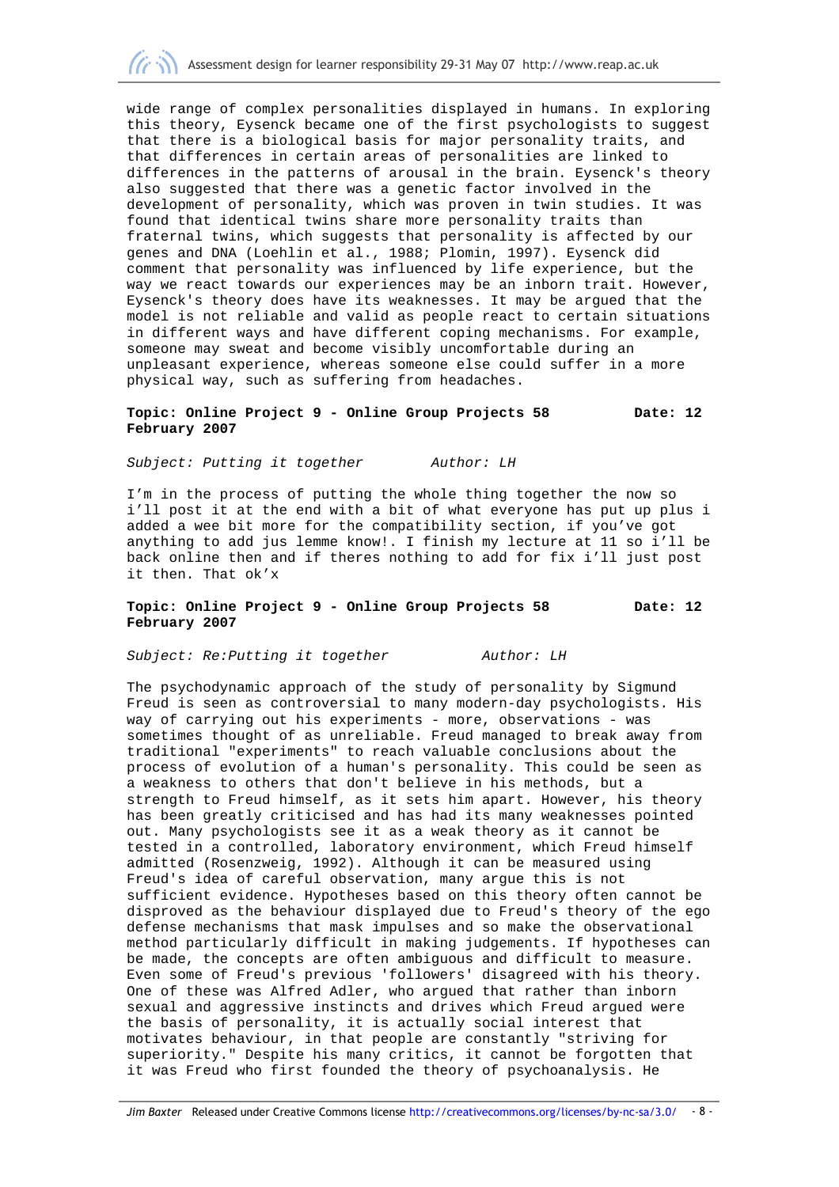wide range of complex personalities displayed in humans. In exploring this theory, Eysenck became one of the first psychologists to suggest that there is a biological basis for major personality traits, and that differences in certain areas of personalities are linked to differences in the patterns of arousal in the brain. Eysenck's theory also suggested that there was a genetic factor involved in the development of personality, which was proven in twin studies. It was found that identical twins share more personality traits than fraternal twins, which suggests that personality is affected by our genes and DNA (Loehlin et al., 1988; Plomin, 1997). Eysenck did comment that personality was influenced by life experience, but the way we react towards our experiences may be an inborn trait. However, Eysenck's theory does have its weaknesses. It may be argued that the model is not reliable and valid as people react to certain situations in different ways and have different coping mechanisms. For example, someone may sweat and become visibly uncomfortable during an unpleasant experience, whereas someone else could suffer in a more physical way, such as suffering from headaches.

**Topic: Online Project 9 - Online Group Projects 58 Date: 12 February 2007**

*Subject: Putting it together Author: LH*

I'm in the process of putting the whole thing together the now so i'll post it at the end with a bit of what everyone has put up plus i added a wee bit more for the compatibility section, if you've got anything to add jus lemme know!. I finish my lecture at 11 so i'll be back online then and if theres nothing to add for fix i'll just post it then. That ok'x

**Topic: Online Project 9 - Online Group Projects 58 Date: 12 February 2007**

*Subject: Re:Putting it together Author: LH*

The psychodynamic approach of the study of personality by Sigmund Freud is seen as controversial to many modern-day psychologists. His way of carrying out his experiments - more, observations - was sometimes thought of as unreliable. Freud managed to break away from traditional "experiments" to reach valuable conclusions about the process of evolution of a human's personality. This could be seen as a weakness to others that don't believe in his methods, but a strength to Freud himself, as it sets him apart. However, his theory has been greatly criticised and has had its many weaknesses pointed out. Many psychologists see it as a weak theory as it cannot be tested in a controlled, laboratory environment, which Freud himself admitted (Rosenzweig, 1992). Although it can be measured using Freud's idea of careful observation, many argue this is not sufficient evidence. Hypotheses based on this theory often cannot be disproved as the behaviour displayed due to Freud's theory of the ego defense mechanisms that mask impulses and so make the observational method particularly difficult in making judgements. If hypotheses can be made, the concepts are often ambiguous and difficult to measure. Even some of Freud's previous 'followers' disagreed with his theory. One of these was Alfred Adler, who argued that rather than inborn sexual and aggressive instincts and drives which Freud argued were the basis of personality, it is actually social interest that motivates behaviour, in that people are constantly "striving for superiority." Despite his many critics, it cannot be forgotten that it was Freud who first founded the theory of psychoanalysis. He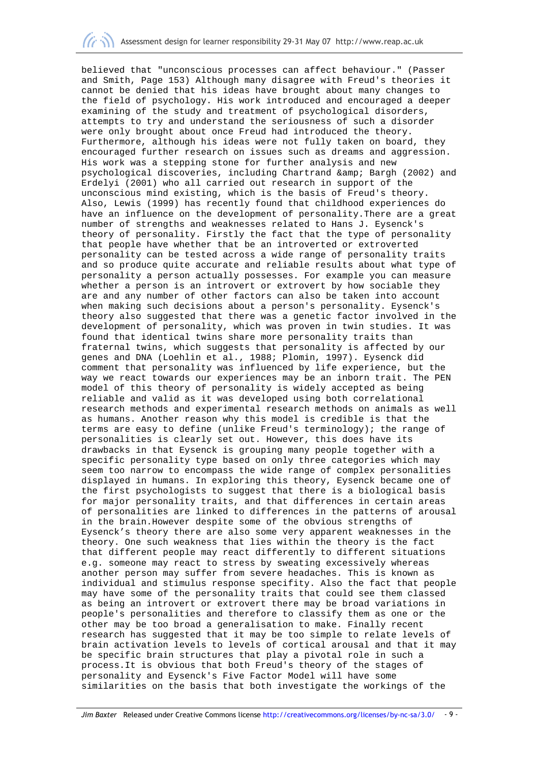believed that "unconscious processes can affect behaviour." (Passer and Smith, Page 153) Although many disagree with Freud's theories it cannot be denied that his ideas have brought about many changes to the field of psychology. His work introduced and encouraged a deeper examining of the study and treatment of psychological disorders, attempts to try and understand the seriousness of such a disorder were only brought about once Freud had introduced the theory. Furthermore, although his ideas were not fully taken on board, they encouraged further research on issues such as dreams and aggression. His work was a stepping stone for further analysis and new psychological discoveries, including Chartrand &amp; Bargh (2002) and Erdelyi (2001) who all carried out research in support of the unconscious mind existing, which is the basis of Freud's theory. Also, Lewis (1999) has recently found that childhood experiences do have an influence on the development of personality.There are a great number of strengths and weaknesses related to Hans J. Eysenck's theory of personality. Firstly the fact that the type of personality that people have whether that be an introverted or extroverted personality can be tested across a wide range of personality traits and so produce quite accurate and reliable results about what type of personality a person actually possesses. For example you can measure whether a person is an introvert or extrovert by how sociable they are and any number of other factors can also be taken into account when making such decisions about a person's personality. Eysenck's theory also suggested that there was a genetic factor involved in the development of personality, which was proven in twin studies. It was found that identical twins share more personality traits than fraternal twins, which suggests that personality is affected by our genes and DNA (Loehlin et al., 1988; Plomin, 1997). Eysenck did comment that personality was influenced by life experience, but the way we react towards our experiences may be an inborn trait. The PEN model of this theory of personality is widely accepted as being reliable and valid as it was developed using both correlational research methods and experimental research methods on animals as well as humans. Another reason why this model is credible is that the terms are easy to define (unlike Freud's terminology); the range of personalities is clearly set out. However, this does have its drawbacks in that Eysenck is grouping many people together with a specific personality type based on only three categories which may seem too narrow to encompass the wide range of complex personalities displayed in humans. In exploring this theory, Eysenck became one of the first psychologists to suggest that there is a biological basis for major personality traits, and that differences in certain areas of personalities are linked to differences in the patterns of arousal in the brain.However despite some of the obvious strengths of Eysenck's theory there are also some very apparent weaknesses in the theory. One such weakness that lies within the theory is the fact that different people may react differently to different situations e.g. someone may react to stress by sweating excessively whereas another person may suffer from severe headaches. This is known as individual and stimulus response specifity. Also the fact that people may have some of the personality traits that could see them classed as being an introvert or extrovert there may be broad variations in people's personalities and therefore to classify them as one or the other may be too broad a generalisation to make. Finally recent research has suggested that it may be too simple to relate levels of brain activation levels to levels of cortical arousal and that it may be specific brain structures that play a pivotal role in such a process.It is obvious that both Freud's theory of the stages of personality and Eysenck's Five Factor Model will have some similarities on the basis that both investigate the workings of the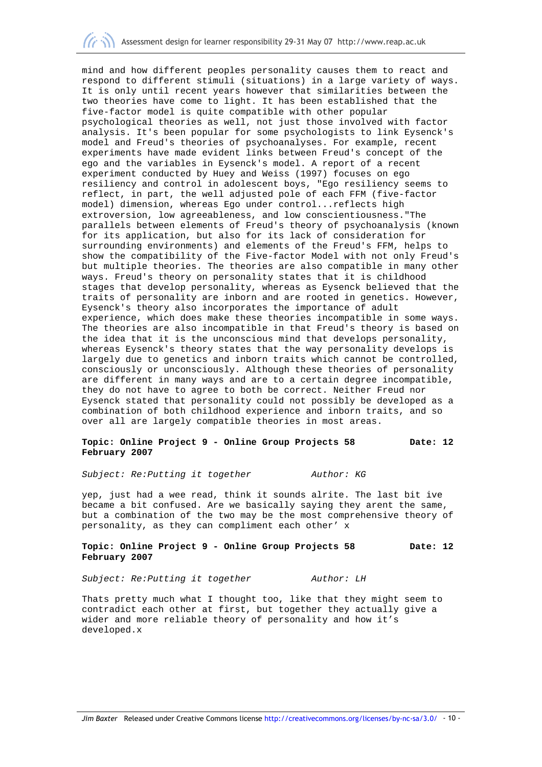mind and how different peoples personality causes them to react and respond to different stimuli (situations) in a large variety of ways. It is only until recent years however that similarities between the two theories have come to light. It has been established that the five-factor model is quite compatible with other popular psychological theories as well, not just those involved with factor analysis. It's been popular for some psychologists to link Eysenck's model and Freud's theories of psychoanalyses. For example, recent experiments have made evident links between Freud's concept of the ego and the variables in Eysenck's model. A report of a recent experiment conducted by Huey and Weiss (1997) focuses on ego resiliency and control in adolescent boys, "Ego resiliency seems to reflect, in part, the well adjusted pole of each FFM (five-factor model) dimension, whereas Ego under control...reflects high extroversion, low agreeableness, and low conscientiousness."The parallels between elements of Freud's theory of psychoanalysis (known for its application, but also for its lack of consideration for surrounding environments) and elements of the Freud's FFM, helps to show the compatibility of the Five-factor Model with not only Freud's but multiple theories. The theories are also compatible in many other ways. Freud's theory on personality states that it is childhood stages that develop personality, whereas as Eysenck believed that the traits of personality are inborn and are rooted in genetics. However, Eysenck's theory also incorporates the importance of adult experience, which does make these theories incompatible in some ways. The theories are also incompatible in that Freud's theory is based on the idea that it is the unconscious mind that develops personality, whereas Eysenck's theory states that the way personality develops is largely due to genetics and inborn traits which cannot be controlled, consciously or unconsciously. Although these theories of personality are different in many ways and are to a certain degree incompatible, they do not have to agree to both be correct. Neither Freud nor Eysenck stated that personality could not possibly be developed as a combination of both childhood experience and inborn traits, and so over all are largely compatible theories in most areas.

**Topic: Online Project 9 - Online Group Projects 58** **Date: 12 February 2007**

*Subject: Re:Putting it together* *Author: KG*

yep, just had a wee read, think it sounds alrite. The last bit ive became a bit confused. Are we basically saying they arent the same, but a combination of the two may be the most comprehensive theory of personality, as they can compliment each other' x

**Topic: Online Project 9 - Online Group Projects 58** **Date: 12 February 2007**

*Subject: Re:Putting it together* *Author: LH*

Thats pretty much what I thought too, like that they might seem to contradict each other at first, but together they actually give a wider and more reliable theory of personality and how it's developed.x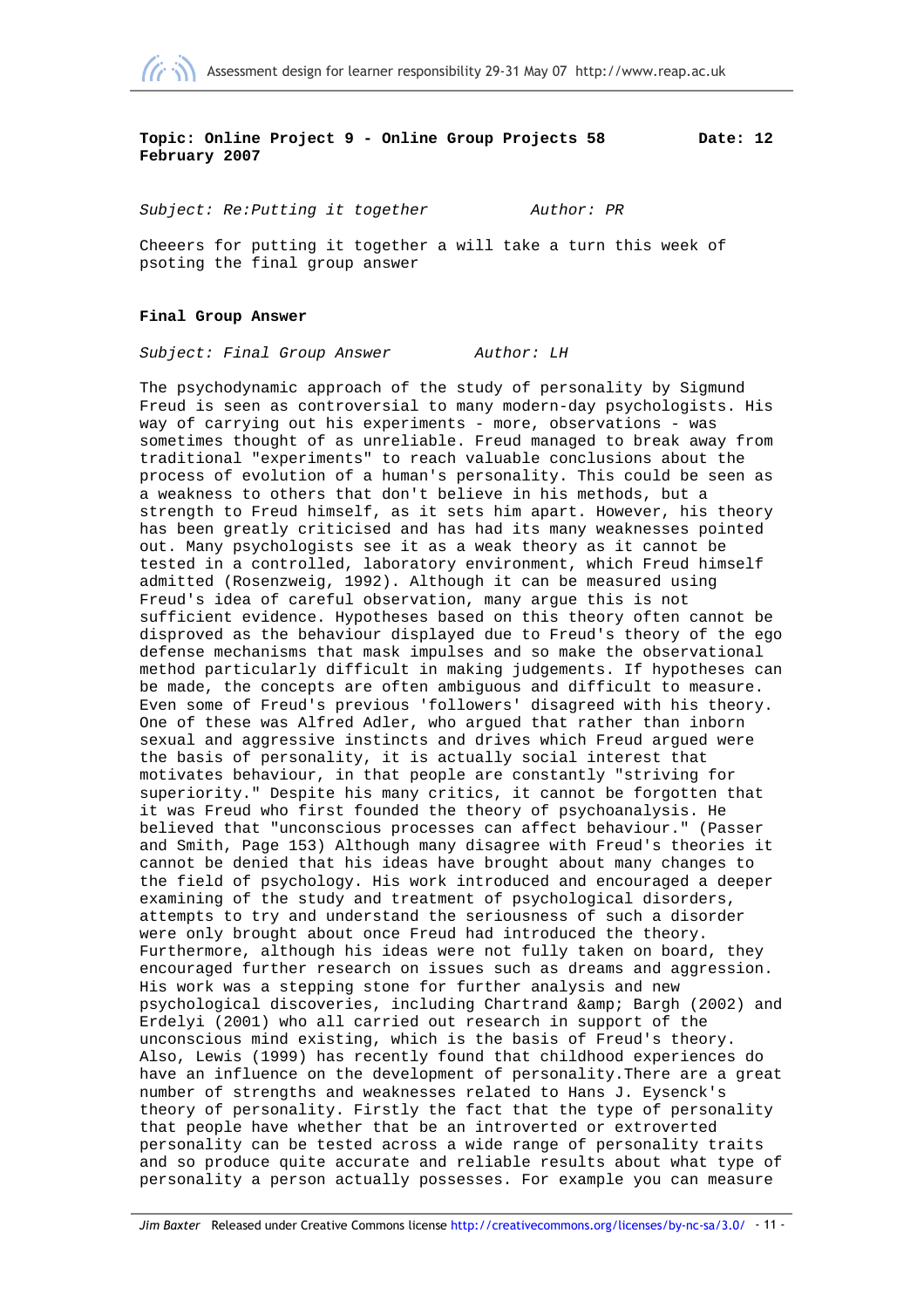**Topic: Online Project 9 - Online Group Projects 58 Date: 12 February 2007**

*Subject: Re:Putting it together Author: PR*

Cheeers for putting it together a will take a turn this week of psoting the final group answer

**Final Group Answer**

*Subject: Final Group Answer Author: LH*

The psychodynamic approach of the study of personality by Sigmund Freud is seen as controversial to many modern-day psychologists. His way of carrying out his experiments - more, observations - was sometimes thought of as unreliable. Freud managed to break away from traditional "experiments" to reach valuable conclusions about the process of evolution of a human's personality. This could be seen as a weakness to others that don't believe in his methods, but a strength to Freud himself, as it sets him apart. However, his theory has been greatly criticised and has had its many weaknesses pointed out. Many psychologists see it as a weak theory as it cannot be tested in a controlled, laboratory environment, which Freud himself admitted (Rosenzweig, 1992). Although it can be measured using Freud's idea of careful observation, many argue this is not sufficient evidence. Hypotheses based on this theory often cannot be disproved as the behaviour displayed due to Freud's theory of the ego defense mechanisms that mask impulses and so make the observational method particularly difficult in making judgements. If hypotheses can be made, the concepts are often ambiguous and difficult to measure. Even some of Freud's previous 'followers' disagreed with his theory. One of these was Alfred Adler, who argued that rather than inborn sexual and aggressive instincts and drives which Freud argued were the basis of personality, it is actually social interest that motivates behaviour, in that people are constantly "striving for superiority." Despite his many critics, it cannot be forgotten that it was Freud who first founded the theory of psychoanalysis. He believed that "unconscious processes can affect behaviour." (Passer and Smith, Page 153) Although many disagree with Freud's theories it cannot be denied that his ideas have brought about many changes to the field of psychology. His work introduced and encouraged a deeper examining of the study and treatment of psychological disorders, attempts to try and understand the seriousness of such a disorder were only brought about once Freud had introduced the theory. Furthermore, although his ideas were not fully taken on board, they encouraged further research on issues such as dreams and aggression. His work was a stepping stone for further analysis and new psychological discoveries, including Chartrand &amp; Bargh (2002) and Erdelyi (2001) who all carried out research in support of the unconscious mind existing, which is the basis of Freud's theory. Also, Lewis (1999) has recently found that childhood experiences do have an influence on the development of personality.There are a great number of strengths and weaknesses related to Hans J. Eysenck's theory of personality. Firstly the fact that the type of personality that people have whether that be an introverted or extroverted personality can be tested across a wide range of personality traits and so produce quite accurate and reliable results about what type of personality a person actually possesses. For example you can measure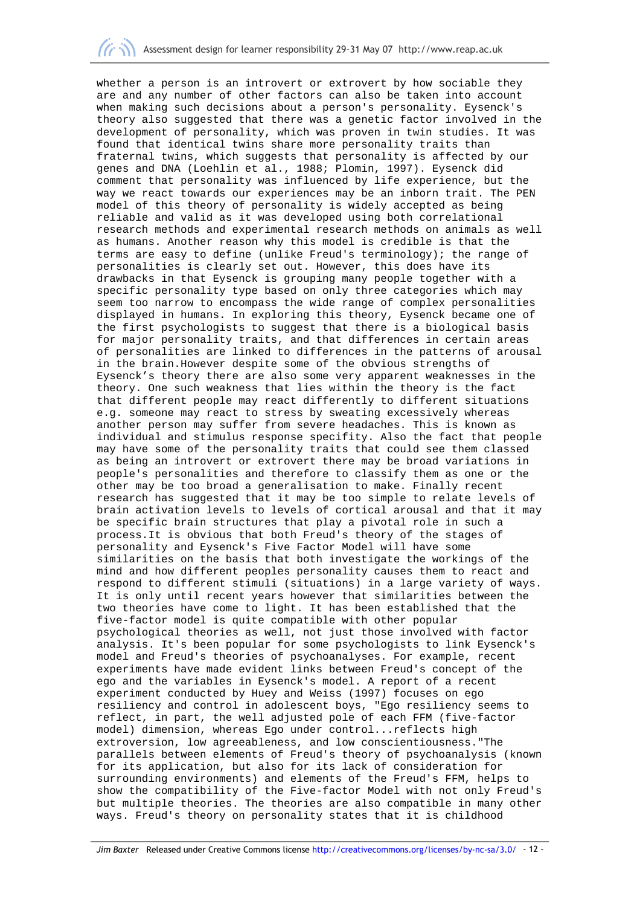whether a person is an introvert or extrovert by how sociable they are and any number of other factors can also be taken into account when making such decisions about a person's personality. Eysenck's theory also suggested that there was a genetic factor involved in the development of personality, which was proven in twin studies. It was found that identical twins share more personality traits than fraternal twins, which suggests that personality is affected by our genes and DNA (Loehlin et al., 1988; Plomin, 1997). Eysenck did comment that personality was influenced by life experience, but the way we react towards our experiences may be an inborn trait. The PEN model of this theory of personality is widely accepted as being reliable and valid as it was developed using both correlational research methods and experimental research methods on animals as well as humans. Another reason why this model is credible is that the terms are easy to define (unlike Freud's terminology); the range of personalities is clearly set out. However, this does have its drawbacks in that Eysenck is grouping many people together with a specific personality type based on only three categories which may seem too narrow to encompass the wide range of complex personalities displayed in humans. In exploring this theory, Eysenck became one of the first psychologists to suggest that there is a biological basis for major personality traits, and that differences in certain areas of personalities are linked to differences in the patterns of arousal in the brain.However despite some of the obvious strengths of Eysenck's theory there are also some very apparent weaknesses in the theory. One such weakness that lies within the theory is the fact that different people may react differently to different situations e.g. someone may react to stress by sweating excessively whereas another person may suffer from severe headaches. This is known as individual and stimulus response specifity. Also the fact that people may have some of the personality traits that could see them classed as being an introvert or extrovert there may be broad variations in people's personalities and therefore to classify them as one or the other may be too broad a generalisation to make. Finally recent research has suggested that it may be too simple to relate levels of brain activation levels to levels of cortical arousal and that it may be specific brain structures that play a pivotal role in such a process.It is obvious that both Freud's theory of the stages of personality and Eysenck's Five Factor Model will have some similarities on the basis that both investigate the workings of the mind and how different peoples personality causes them to react and respond to different stimuli (situations) in a large variety of ways. It is only until recent years however that similarities between the two theories have come to light. It has been established that the five-factor model is quite compatible with other popular psychological theories as well, not just those involved with factor analysis. It's been popular for some psychologists to link Eysenck's model and Freud's theories of psychoanalyses. For example, recent experiments have made evident links between Freud's concept of the ego and the variables in Eysenck's model. A report of a recent experiment conducted by Huey and Weiss (1997) focuses on ego resiliency and control in adolescent boys, "Ego resiliency seems to reflect, in part, the well adjusted pole of each FFM (five-factor model) dimension, whereas Ego under control...reflects high extroversion, low agreeableness, and low conscientiousness."The parallels between elements of Freud's theory of psychoanalysis (known for its application, but also for its lack of consideration for surrounding environments) and elements of the Freud's FFM, helps to show the compatibility of the Five-factor Model with not only Freud's but multiple theories. The theories are also compatible in many other ways. Freud's theory on personality states that it is childhood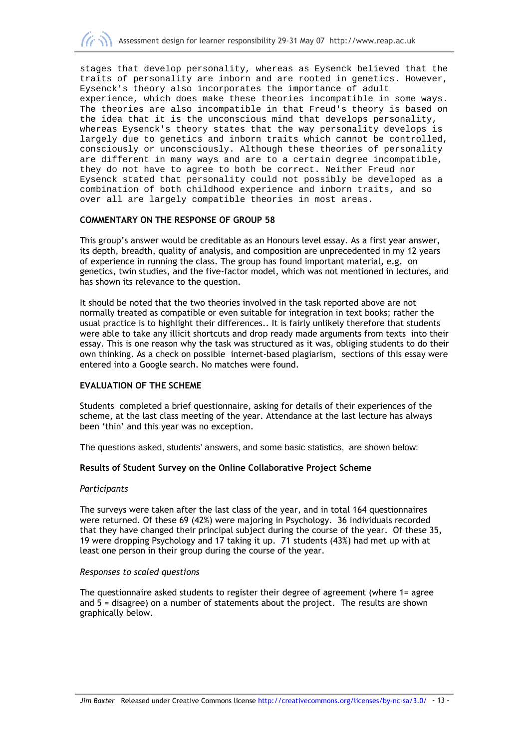stages that develop personality, whereas as Eysenck believed that the traits of personality are inborn and are rooted in genetics. However, Eysenck's theory also incorporates the importance of adult experience, which does make these theories incompatible in some ways. The theories are also incompatible in that Freud's theory is based on the idea that it is the unconscious mind that develops personality, whereas Eysenck's theory states that the way personality develops is largely due to genetics and inborn traits which cannot be controlled, consciously or unconsciously. Although these theories of personality are different in many ways and are to a certain degree incompatible, they do not have to agree to both be correct. Neither Freud nor Eysenck stated that personality could not possibly be developed as a combination of both childhood experience and inborn traits, and so over all are largely compatible theories in most areas.

**COMMENTARY ON THE RESPONSE OF GROUP 58**

This group's answer would be creditable as an Honours level essay. As a first year answer, its depth, breadth, quality of analysis, and composition are unprecedented in my 12 years of experience in running the class. The group has found important material, e.g. on genetics, twin studies, and the five-factor model, which was not mentioned in lectures, and has shown its relevance to the question.

It should be noted that the two theories involved in the task reported above are not normally treated as compatible or even suitable for integration in text books; rather the usual practice is to highlight their differences.. It is fairly unlikely therefore that students were able to take any illicit shortcuts and drop ready made arguments from texts into their essay. This is one reason why the task was structured as it was, obliging students to do their own thinking. As a check on possible internet-based plagiarism, sections of this essay were entered into a Google search. No matches were found.

**EVALUATION OF THE SCHEME**

Students completed a brief questionnaire, asking for details of their experiences of the scheme, at the last class meeting of the year. Attendance at the last lecture has always been 'thin' and this year was no exception.

The questions asked, students' answers, and some basic statistics, are shown below:

**Results of Student Survey on the Online Collaborative Project Scheme**

*Participants*

The surveys were taken after the last class of the year, and in total 164 questionnaires were returned. Of these 69 (42%) were majoring in Psychology. 36 individuals recorded that they have changed their principal subject during the course of the year. Of these 35, 19 were dropping Psychology and 17 taking it up. 71 students (43%) had met up with at least one person in their group during the course of the year.

*Responses to scaled questions*

The questionnaire asked students to register their degree of agreement (where 1= agree and 5 = disagree) on a number of statements about the project. The results are shown graphically below.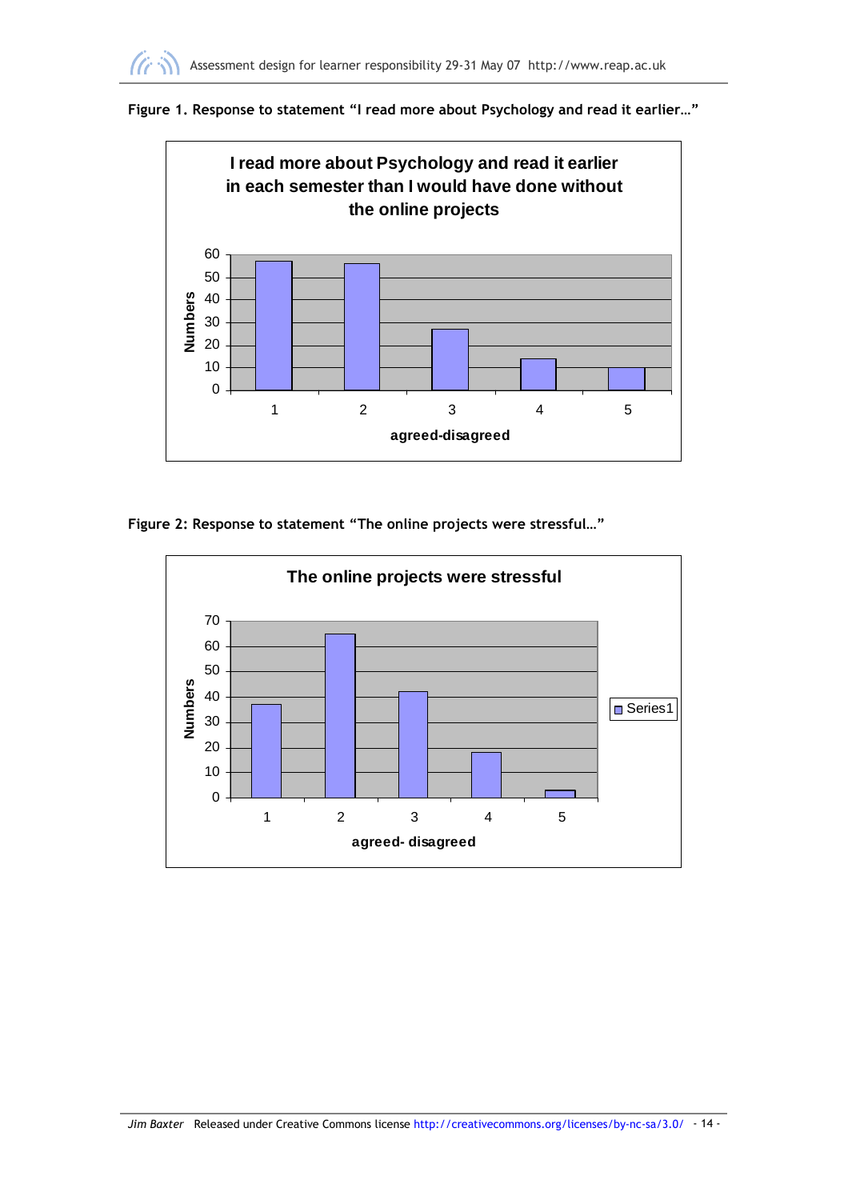**Figure 1. Response to statement "I read more about Psychology and read it earlier…"**

I read more about Psychology and read it earlier in each semester than I would have done without the online projects

Numbers

60
50
40
30
20
10
0

1 2 3 4 5

agreed-disagreed

**Figure 2: Response to statement "The online projects were stressful…"**

The online projects were stressful

Numbers

70
60
50
40
30
20
10
0

1 2 3 4 5

agreed- disagreed

Series1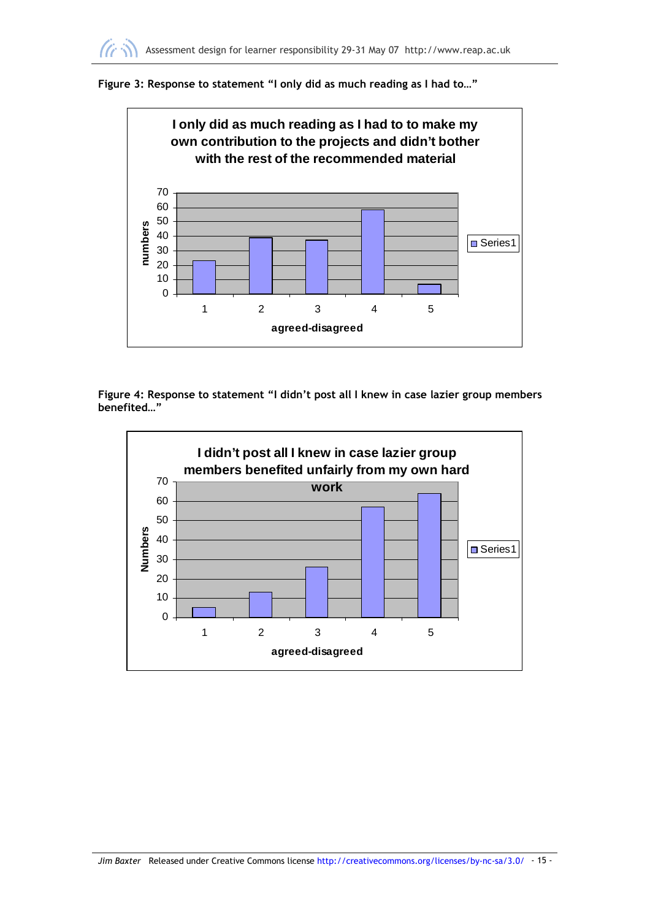**Figure 3: Response to statement "I only did as much reading as I had to…"**

I only did as much reading as I had to to make my own contribution to the projects and didn't bother with the rest of the recommended material

numbers

70
60
50
40
30
20
10
0

1 2 3 4 5

agreed-disagreed

Series1

**Figure 4: Response to statement "I didn't post all I knew in case lazier group members benefited…"**

I didn't post all I knew in case lazier group members benefited unfairly from my own hard work

Numbers

70
60
50
40
30
20
10
0

1 2 3 4 5

agreed-disagreed

Series1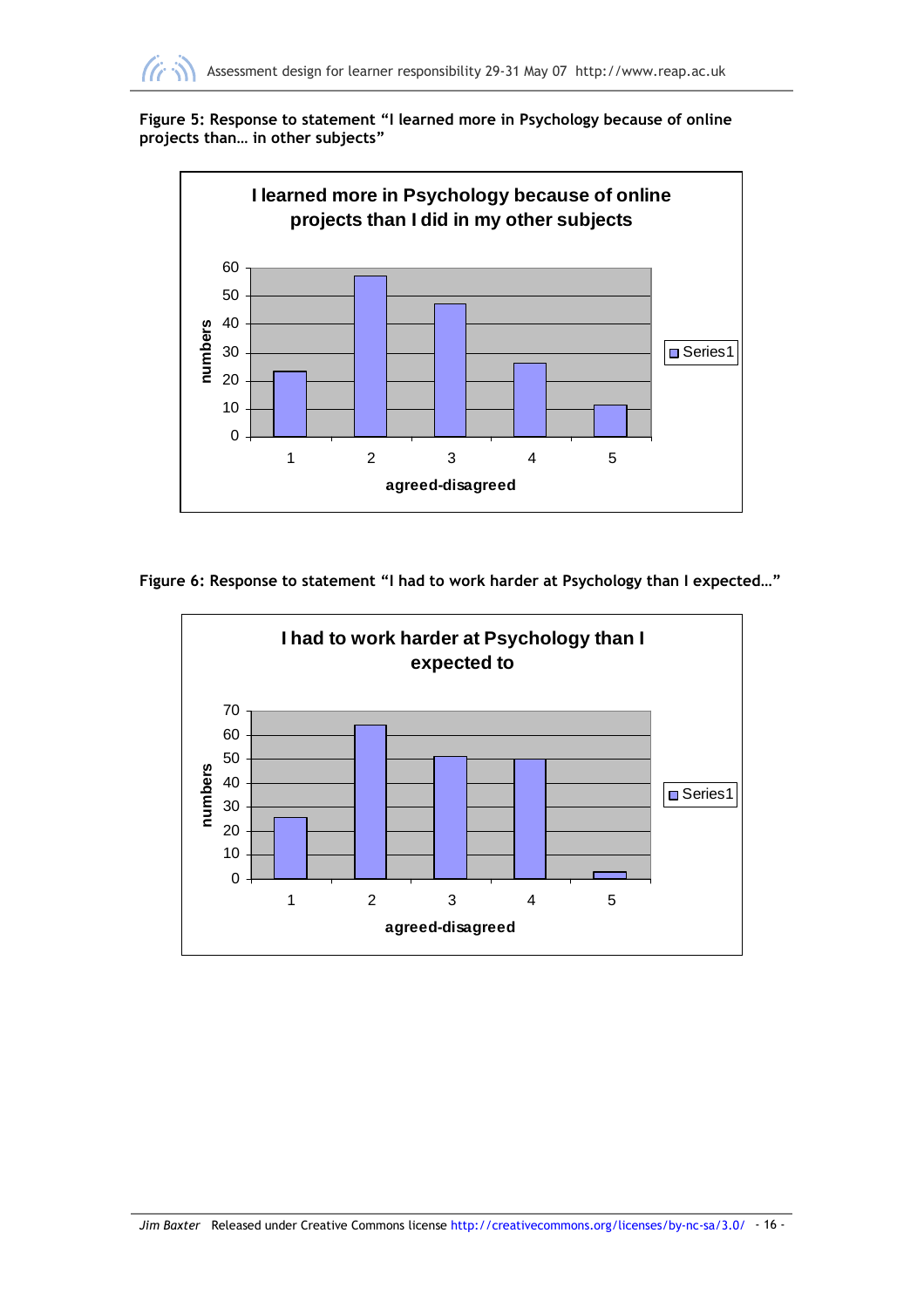**Figure 5: Response to statement "I learned more in Psychology because of online projects than… in other subjects"**

I learned more in Psychology because of online projects than I did in my other subjects

numbers

60
50
40
30
20
10
0

1 2 3 4 5

agreed-disagreed

Series1

**Figure 6: Response to statement "I had to work harder at Psychology than I expected…"**

I had to work harder at Psychology than I expected to

numbers

70
60
50
40
30
20
10
0

1 2 3 4 5

agreed-disagreed

Series1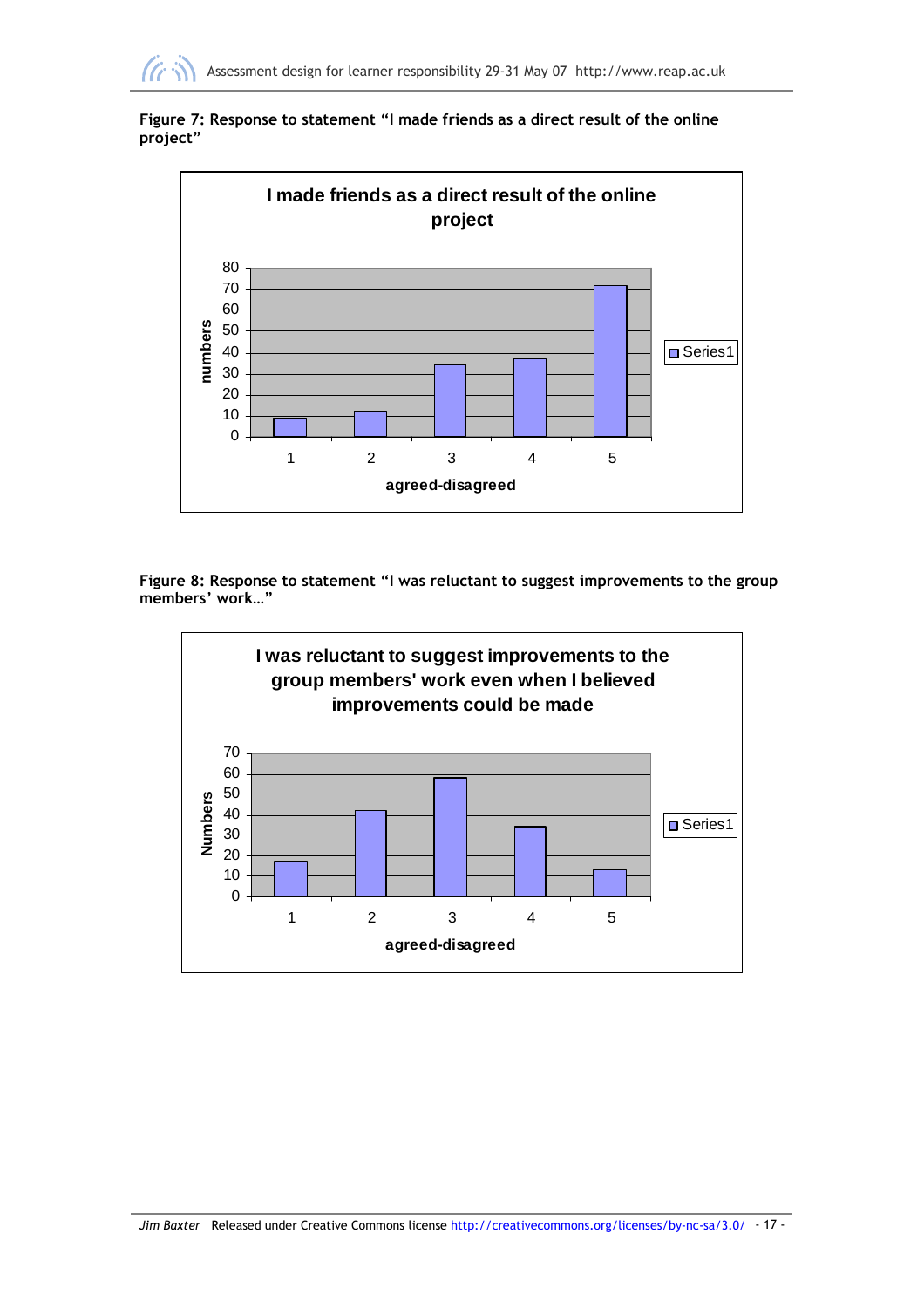**Figure 7: Response to statement "I made friends as a direct result of the online project"**

I made friends as a direct result of the online project

numbers

80
70
60
50
40
30
20
10
0

1 2 3 4 5

agreed-disagreed

Series1

**Figure 8: Response to statement "I was reluctant to suggest improvements to the group members' work…"**

I was reluctant to suggest improvements to the group members' work even when I believed improvements could be made

Numbers

70
60
50
40
30
20
10
0

1 2 3 4 5

agreed-disagreed

Series1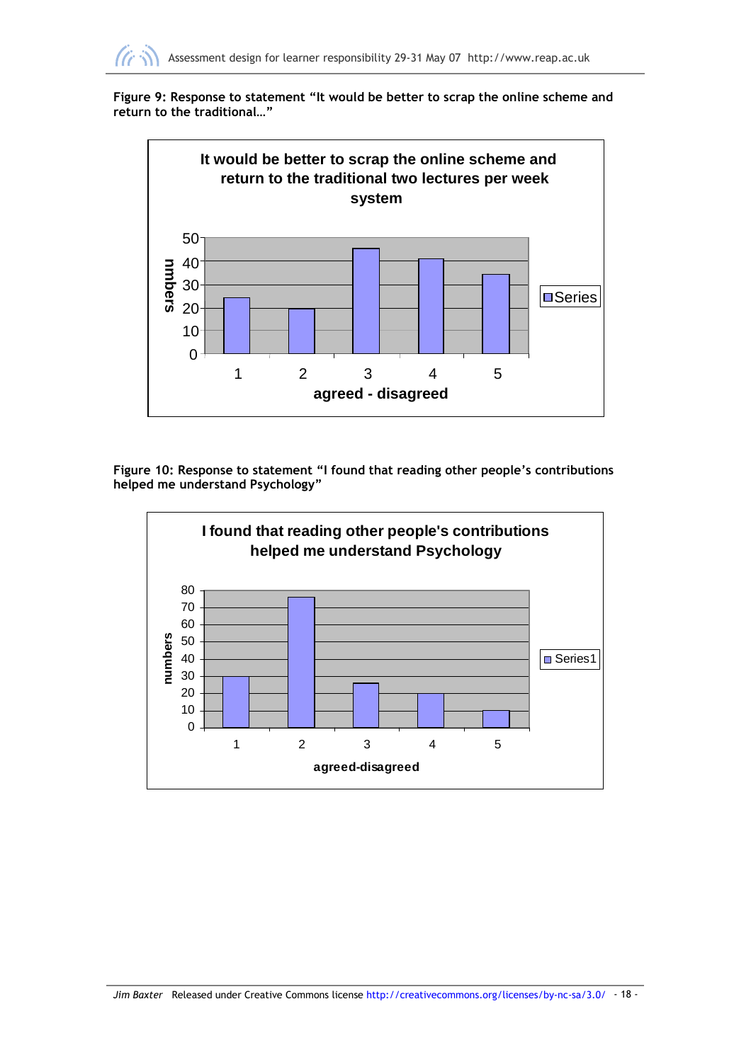**Figure 9: Response to statement "It would be better to scrap the online scheme and return to the traditional…"**

It would be better to scrap the online scheme and return to the traditional two lectures per week system

numbers

50
40
30
20
10
0

1
2
3
4
5

agreed - disagreed

Series

**Figure 10: Response to statement "I found that reading other people's contributions helped me understand Psychology"**

I found that reading other people's contributions helped me understand Psychology

numbers

80
70
60
50
40
30
20
10
0

1
2
3
4
5

agreed-disagreed

Series1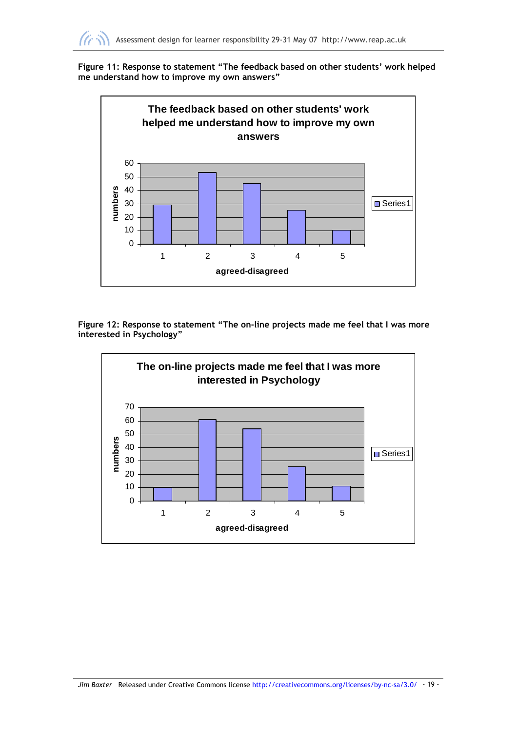**Figure 11: Response to statement "The feedback based on other students' work helped me understand how to improve my own answers"**

The feedback based on other students' work helped me understand how to improve my own answers

numbers

60
50
40
30
20
10
0

1 2 3 4 5

agreed-disagreed

Series1

**Figure 12: Response to statement "The on-line projects made me feel that I was more interested in Psychology"**

The on-line projects made me feel that I was more interested in Psychology

numbers

70
60
50
40
30
20
10
0

1 2 3 4 5

agreed-disagreed

Series1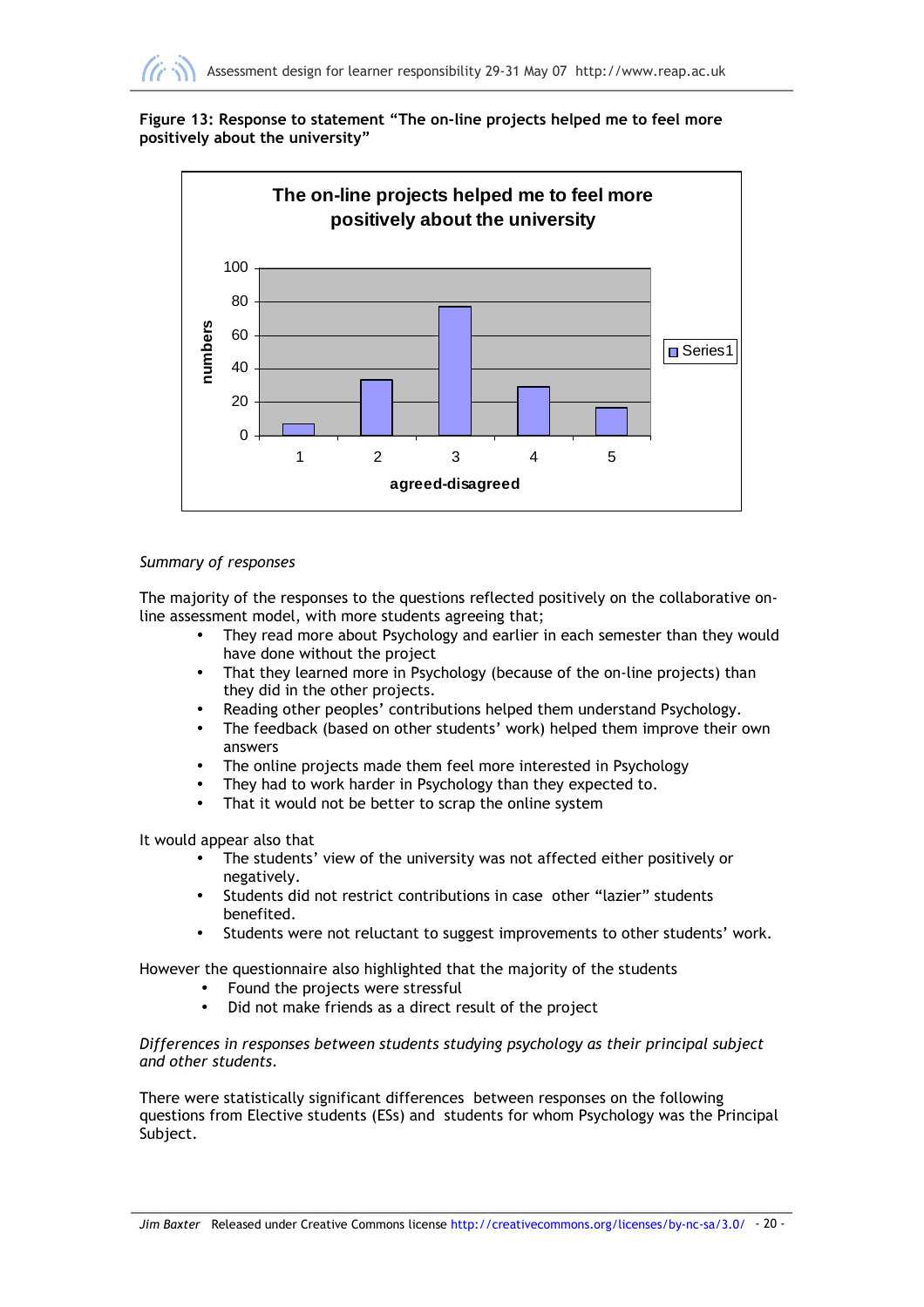**Figure 13: Response to statement "The on-line projects helped me to feel more positively about the university"**

The on-line projects helped me to feel more positively about the university

numbers

100
80
60
40
20
0

1 2 3 4 5

agreed-disagreed

Series1

*Summary of responses*

The majority of the responses to the questions reflected positively on the collaborative on-line assessment model, with more students agreeing that;

- They read more about Psychology and earlier in each semester than they would have done without the project
- That they learned more in Psychology (because of the on-line projects) than they did in the other projects.
- Reading other peoples' contributions helped them understand Psychology.
- The feedback (based on other students' work) helped them improve their own answers
- The online projects made them feel more interested in Psychology
- They had to work harder in Psychology than they expected to.
- That it would not be better to scrap the online system

It would appear also that

- The students' view of the university was not affected either positively or negatively.
- Students did not restrict contributions in case other "lazier" students benefited.
- Students were not reluctant to suggest improvements to other students' work.

However the questionnaire also highlighted that the majority of the students

- Found the projects were stressful
- Did not make friends as a direct result of the project

*Differences in responses between students studying psychology as their principal subject and other students.*

There were statistically significant differences between responses on the following questions from Elective students (ESs) and students for whom Psychology was the Principal Subject.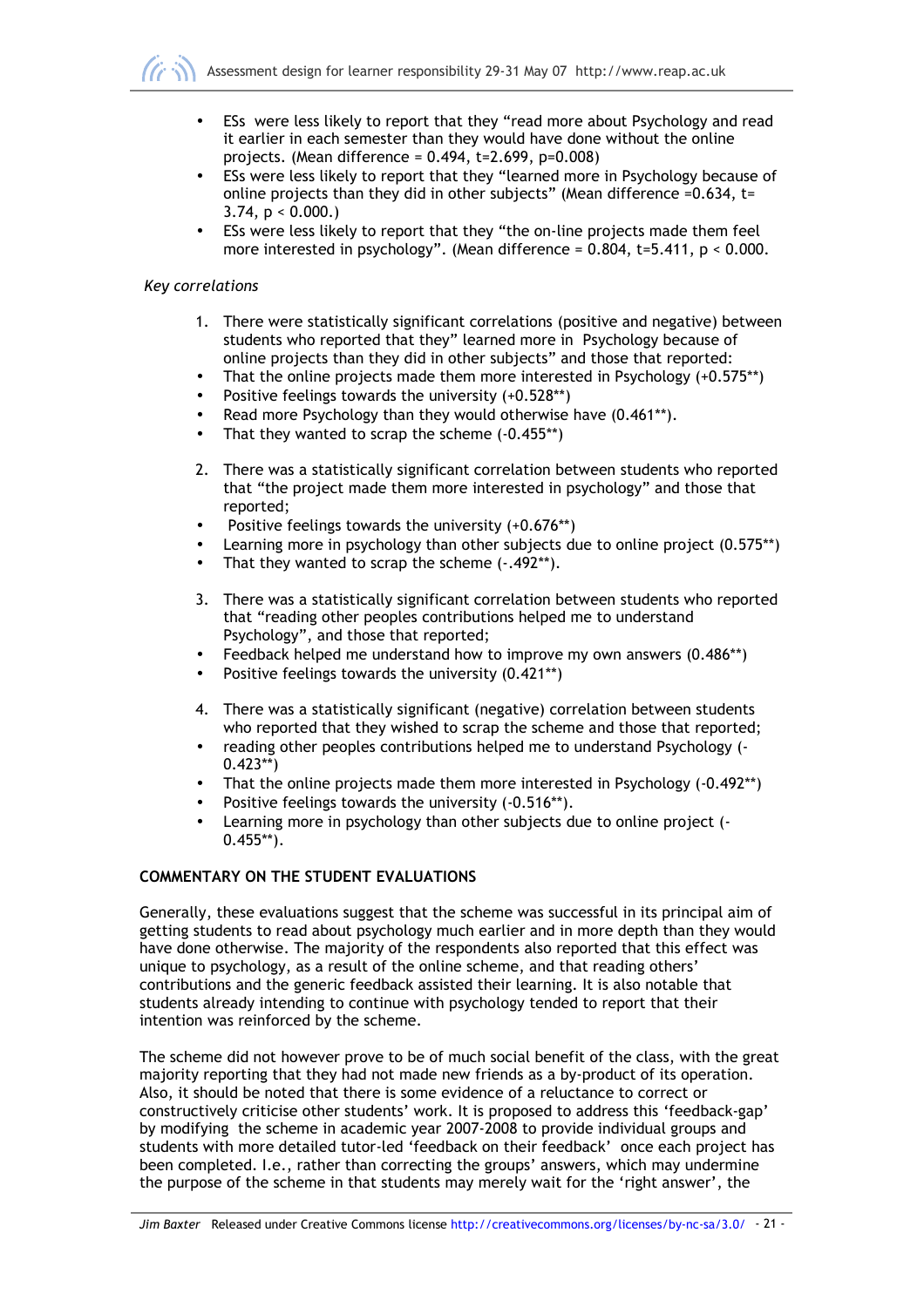- ESs were less likely to report that they "read more about Psychology and read it earlier in each semester than they would have done without the online projects. (Mean difference = 0.494, t=2.699, p=0.008)
- ESs were less likely to report that they "learned more in Psychology because of online projects than they did in other subjects" (Mean difference =0.634, t= 3.74, p < 0.000.)
- ESs were less likely to report that they "the on-line projects made them feel more interested in psychology". (Mean difference = 0.804, t=5.411, p < 0.000.

*Key correlations*

1. There were statistically significant correlations (positive and negative) between students who reported that they" learned more in Psychology because of online projects than they did in other subjects" and those that reported:
- That the online projects made them more interested in Psychology (+0.575**)
- Positive feelings towards the university (+0.528**)
- Read more Psychology than they would otherwise have (0.461**).
- That they wanted to scrap the scheme (-0.455**)

2. There was a statistically significant correlation between students who reported that "the project made them more interested in psychology" and those that reported;
- Positive feelings towards the university (+0.676**)
- Learning more in psychology than other subjects due to online project (0.575**)
- That they wanted to scrap the scheme (-.492**).

3. There was a statistically significant correlation between students who reported that "reading other peoples contributions helped me to understand Psychology", and those that reported;
- Feedback helped me understand how to improve my own answers (0.486**)
- Positive feelings towards the university (0.421**)

4. There was a statistically significant (negative) correlation between students who reported that they wished to scrap the scheme and those that reported;
- reading other peoples contributions helped me to understand Psychology (-0.423**)
- That the online projects made them more interested in Psychology (-0.492**)
- Positive feelings towards the university (-0.516**).
- Learning more in psychology than other subjects due to online project (-0.455**).

**COMMENTARY ON THE STUDENT EVALUATIONS**

Generally, these evaluations suggest that the scheme was successful in its principal aim of getting students to read about psychology much earlier and in more depth than they would have done otherwise. The majority of the respondents also reported that this effect was unique to psychology, as a result of the online scheme, and that reading others' contributions and the generic feedback assisted their learning. It is also notable that students already intending to continue with psychology tended to report that their intention was reinforced by the scheme.

The scheme did not however prove to be of much social benefit of the class, with the great majority reporting that they had not made new friends as a by-product of its operation. Also, it should be noted that there is some evidence of a reluctance to correct or constructively criticise other students' work. It is proposed to address this 'feedback-gap' by modifying the scheme in academic year 2007-2008 to provide individual groups and students with more detailed tutor-led 'feedback on their feedback' once each project has been completed. I.e., rather than correcting the groups' answers, which may undermine the purpose of the scheme in that students may merely wait for the 'right answer', the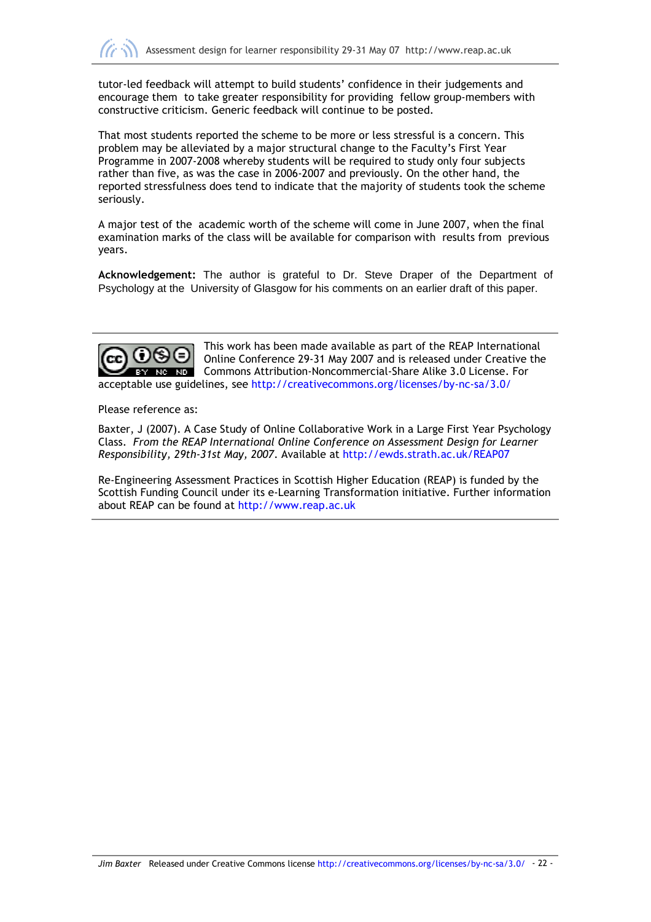tutor-led feedback will attempt to build students' confidence in their judgements and encourage them to take greater responsibility for providing fellow group-members with constructive criticism. Generic feedback will continue to be posted.

That most students reported the scheme to be more or less stressful is a concern. This problem may be alleviated by a major structural change to the Faculty's First Year Programme in 2007-2008 whereby students will be required to study only four subjects rather than five, as was the case in 2006-2007 and previously. On the other hand, the reported stressfulness does tend to indicate that the majority of students took the scheme seriously.

A major test of the academic worth of the scheme will come in June 2007, when the final examination marks of the class will be available for comparison with results from previous years.

**Acknowledgement:** The author is grateful to Dr. Steve Draper of the Department of Psychology at the University of Glasgow for his comments on an earlier draft of this paper.

---

This work has been made available as part of the REAP International Online Conference 29-31 May 2007 and is released under Creative the Commons Attribution-Noncommercial-Share Alike 3.0 License. For acceptable use guidelines, see http://creativecommons.org/licenses/by-nc-sa/3.0/

Please reference as:

Baxter, J (2007). A Case Study of Online Collaborative Work in a Large First Year Psychology Class. *From the REAP International Online Conference on Assessment Design for Learner Responsibility, 29th-31st May, 2007*. Available at http://ewds.strath.ac.uk/REAP07

Re-Engineering Assessment Practices in Scottish Higher Education (REAP) is funded by the Scottish Funding Council under its e-Learning Transformation initiative. Further information about REAP can be found at http://www.reap.ac.uk